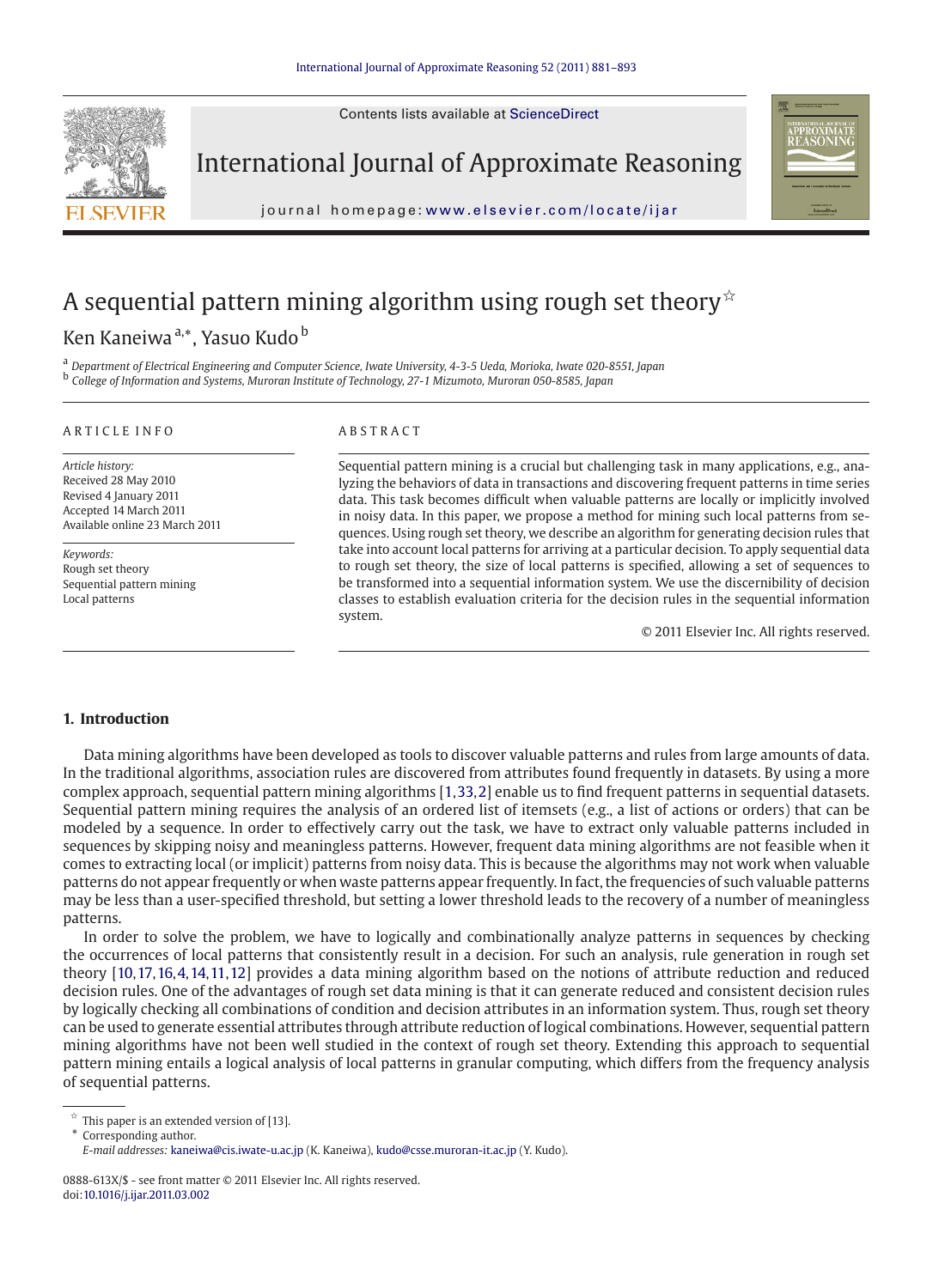# A sequential pattern mining algorithm using rough set theory ☆

Ken Kaneiwa [a,*], Yasuo Kudo [b]

[a] Department of Electrical Engineering and Computer Science, Iwate University, 4-3-5 Ueda, Morioka, Iwate 020-8551, Japan
[b] College of Information and Systems, Muroran Institute of Technology, 27-1 Mizumoto, Muroran 050-8585, Japan

ARTICLE INFO

*Article history:*
Received 28 May 2010
Revised 4 January 2011
Accepted 14 March 2011
Available online 23 March 2011

*Keywords:*
Rough set theory
Sequential pattern mining
Local patterns

ABSTRACT

Sequential pattern mining is a crucial but challenging task in many applications, e.g., analyzing the behaviors of data in transactions and discovering frequent patterns in time series data. This task becomes difficult when valuable patterns are locally or implicitly involved in noisy data. In this paper, we propose a method for mining such local patterns from sequences. Using rough set theory, we describe an algorithm for generating decision rules that take into account local patterns for arriving at a particular decision. To apply sequential data to rough set theory, the size of local patterns is specified, allowing a set of sequences to be transformed into a sequential information system. We use the discernibility of decision classes to establish evaluation criteria for the decision rules in the sequential information system.

© 2011 Elsevier Inc. All rights reserved.

## 1. Introduction

Data mining algorithms have been developed as tools to discover valuable patterns and rules from large amounts of data. In the traditional algorithms, association rules are discovered from attributes found frequently in datasets. By using a more complex approach, sequential pattern mining algorithms [1,33,2] enable us to find frequent patterns in sequential datasets. Sequential pattern mining requires the analysis of an ordered list of itemsets (e.g., a list of actions or orders) that can be modeled by a sequence. In order to effectively carry out the task, we have to extract only valuable patterns included in sequences by skipping noisy and meaningless patterns. However, frequent data mining algorithms are not feasible when it comes to extracting local (or implicit) patterns from noisy data. This is because the algorithms may not work when valuable patterns do not appear frequently or when waste patterns appear frequently. In fact, the frequencies of such valuable patterns may be less than a user-specified threshold, but setting a lower threshold leads to the recovery of a number of meaningless patterns.

In order to solve the problem, we have to logically and combinationally analyze patterns in sequences by checking the occurrences of local patterns that consistently result in a decision. For such an analysis, rule generation in rough set theory [10,17,16,4,14,11,12] provides a data mining algorithm based on the notions of attribute reduction and reduced decision rules. One of the advantages of rough set data mining is that it can generate reduced and consistent decision rules by logically checking all combinations of condition and decision attributes in an information system. Thus, rough set theory can be used to generate essential attributes through attribute reduction of logical combinations. However, sequential pattern mining algorithms have not been well studied in the context of rough set theory. Extending this approach to sequential pattern mining entails a logical analysis of local patterns in granular computing, which differs from the frequency analysis of sequential patterns.

☆ This paper is an extended version of [13].
\* Corresponding author.
*E-mail addresses:* kaneiwa@cis.iwate-u.ac.jp (K. Kaneiwa), kudo@csse.muroran-it.ac.jp (Y. Kudo).

0888-613X/$ - see front matter © 2011 Elsevier Inc. All rights reserved.
doi:10.1016/j.ijar.2011.03.002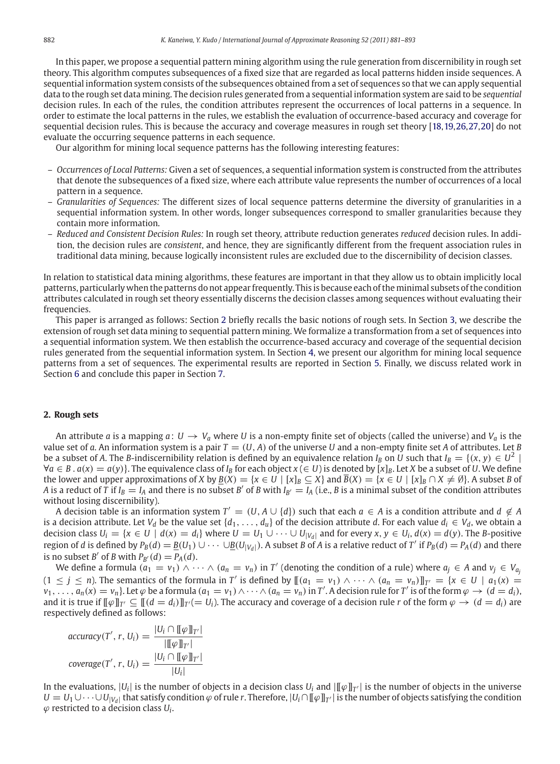In this paper, we propose a sequential pattern mining algorithm using the rule generation from discernibility in rough set theory. This algorithm computes subsequences of a fixed size that are regarded as local patterns hidden inside sequences. A sequential information system consists of the subsequences obtained from a set of sequences so that we can apply sequential data to the rough set data mining. The decision rules generated from a sequential information system are said to be *sequential* decision rules. In each of the rules, the condition attributes represent the occurrences of local patterns in a sequence. In order to estimate the local patterns in the rules, we establish the evaluation of occurrence-based accuracy and coverage for sequential decision rules. This is because the accuracy and coverage measures in rough set theory [18,19,26,27,20] do not evaluate the occurring sequence patterns in each sequence.

Our algorithm for mining local sequence patterns has the following interesting features:

- *Occurrences of Local Patterns:* Given a set of sequences, a sequential information system is constructed from the attributes that denote the subsequences of a fixed size, where each attribute value represents the number of occurrences of a local pattern in a sequence.
- *Granularities of Sequences:* The different sizes of local sequence patterns determine the diversity of granularities in a sequential information system. In other words, longer subsequences correspond to smaller granularities because they contain more information.
- *Reduced and Consistent Decision Rules:* In rough set theory, attribute reduction generates *reduced* decision rules. In addition, the decision rules are *consistent*, and hence, they are significantly different from the frequent association rules in traditional data mining, because logically inconsistent rules are excluded due to the discernibility of decision classes.

In relation to statistical data mining algorithms, these features are important in that they allow us to obtain implicitly local patterns, particularly when the patterns do not appear frequently. This is because each of the minimal subsets of the condition attributes calculated in rough set theory essentially discerns the decision classes among sequences without evaluating their frequencies.

This paper is arranged as follows: Section 2 briefly recalls the basic notions of rough sets. In Section 3, we describe the extension of rough set data mining to sequential pattern mining. We formalize a transformation from a set of sequences into a sequential information system. We then establish the occurrence-based accuracy and coverage of the sequential decision rules generated from the sequential information system. In Section 4, we present our algorithm for mining local sequence patterns from a set of sequences. The experimental results are reported in Section 5. Finally, we discuss related work in Section 6 and conclude this paper in Section 7.

## 2. Rough sets

An attribute $a$ is a mapping $a\colon U \to V_a$ where $U$ is a non-empty finite set of objects (called the universe) and $V_a$ is the value set of $a$. An information system is a pair $T = (U, A)$ of the universe $U$ and a non-empty finite set $A$ of attributes. Let $B$ be a subset of $A$. The $B$-indiscernibility relation is defined by an equivalence relation $I_B$ on $U$ such that $I_B = \{(x, y) \in U^2 \mid \forall a \in B\,.\,a(x) = a(y)\}$. The equivalence class of $I_B$ for each object $x\,(\in U)$ is denoted by $[x]_B$. Let $X$ be a subset of $U$. We define the lower and upper approximations of $X$ by $\underline{B}(X) = \{x \in U \mid [x]_B \subseteq X\}$ and $\overline{B}(X) = \{x \in U \mid [x]_B \cap X \neq \emptyset\}$. A subset $B$ of $A$ is a reduct of $T$ if $I_B = I_A$ and there is no subset $B'$ of $B$ with $I_{B'} = I_A$ (i.e., $B$ is a minimal subset of the condition attributes without losing discernibility).

A decision table is an information system $T' = (U, A \cup \{d\})$ such that each $a \in A$ is a condition attribute and $d \notin A$ is a decision attribute. Let $V_d$ be the value set $\{d_1, \ldots, d_u\}$ of the decision attribute $d$. For each value $d_i \in V_d$, we obtain a decision class $U_i = \{x \in U \mid d(x) = d_i\}$ where $U = U_1 \cup \cdots \cup U_{|V_d|}$ and for every $x, y \in U_i$, $d(x) = d(y)$. The $B$-positive region of $d$ is defined by $P_B(d) = \underline{B}(U_1) \cup \cdots \cup \underline{B}(U_{|V_d|})$. A subset $B$ of $A$ is a relative reduct of $T'$ if $P_B(d) = P_A(d)$ and there is no subset $B'$ of $B$ with $P_{B'}(d) = P_A(d)$.

We define a formula $(a_1 = v_1) \wedge \cdots \wedge (a_n = v_n)$ in $T'$ (denoting the condition of a rule) where $a_j \in A$ and $v_j \in V_{a_j}$ $(1 \leq j \leq n)$. The semantics of the formula in $T'$ is defined by $[\![(a_1 = v_1) \wedge \cdots \wedge (a_n = v_n)]\!]_{T'} = \{x \in U \mid a_1(x) = v_1, \ldots, a_n(x) = v_n\}$. Let $\varphi$ be a formula $(a_1 = v_1) \wedge \cdots \wedge (a_n = v_n)$ in $T'$. A decision rule for $T'$ is of the form $\varphi \to (d = d_i)$, and it is true if $[\![\varphi]\!]_{T'} \subseteq [\![(d = d_i)]\!]_{T'} (= U_i)$. The accuracy and coverage of a decision rule $r$ of the form $\varphi \to (d = d_i)$ are respectively defined as follows:

$$accuracy(T', r, U_i) = \frac{|U_i \cap [\![\varphi]\!]_{T'}|}{|[\![\varphi]\!]_{T'}|}$$

$$coverage(T', r, U_i) = \frac{|U_i \cap [\![\varphi]\!]_{T'}|}{|U_i|}$$

In the evaluations, $|U_i|$ is the number of objects in a decision class $U_i$ and $|[\![\varphi]\!]_{T'}|$ is the number of objects in the universe $U = U_1 \cup \cdots \cup U_{|V_d|}$ that satisfy condition $\varphi$ of rule $r$. Therefore, $|U_i \cap [\![\varphi]\!]_{T'}|$ is the number of objects satisfying the condition $\varphi$ restricted to a decision class $U_i$.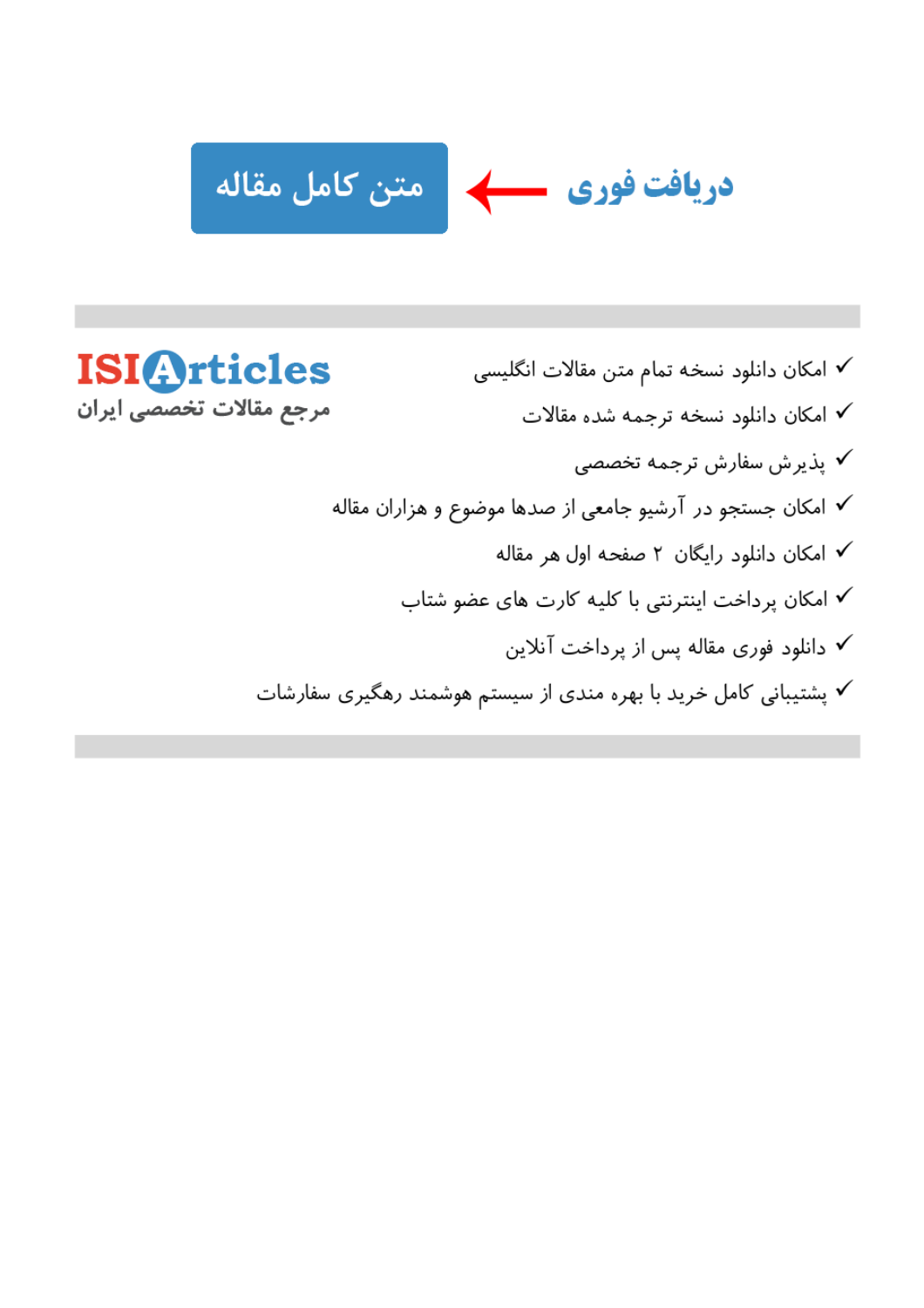دریافت فوری ← متن کامل مقاله

**ISIArticles**

مرجع مقالات تخصصی ایران

- ✓ امکان دانلود نسخه تمام متن مقالات انگلیسی
- ✓ امکان دانلود نسخه ترجمه شده مقالات
- ✓ پذیرش سفارش ترجمه تخصصی
- ✓ امکان جستجو در آرشیو جامعی از صدها موضوع و هزاران مقاله
- ✓ امکان دانلود رایگان ۲ صفحه اول هر مقاله
- ✓ امکان پرداخت اینترنتی با کلیه کارت های عضو شتاب
- ✓ دانلود فوری مقاله پس از پرداخت آنلاین
- ✓ پشتیبانی کامل خرید با بهره مندی از سیستم هوشمند رهگیری سفارشات